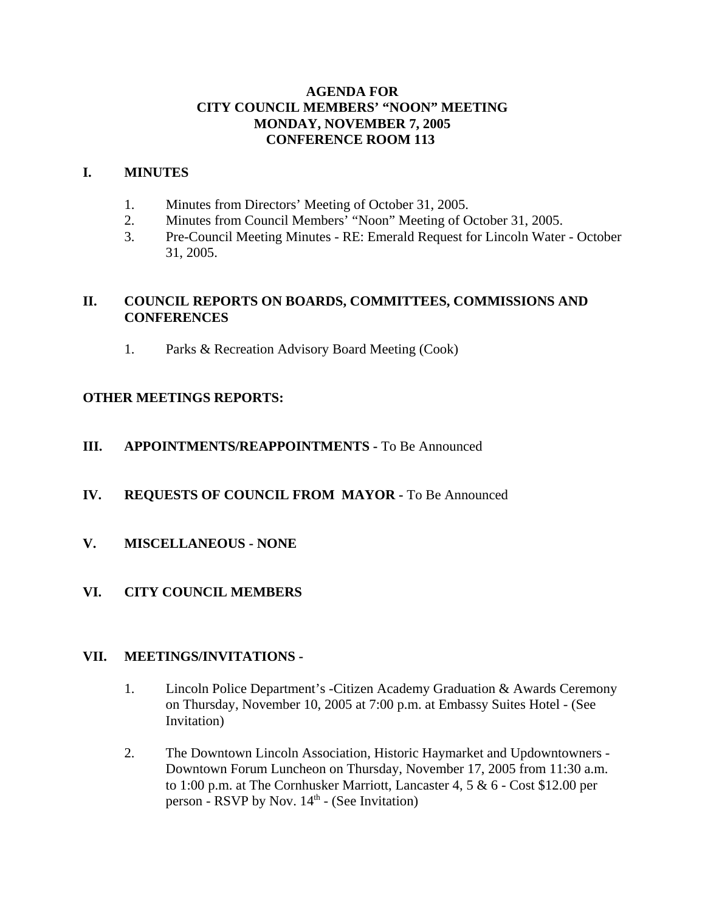# AGENDA FOR
# CITY COUNCIL MEMBERS' "NOON" MEETING
# MONDAY, NOVEMBER 7, 2005
# CONFERENCE ROOM 113

## I. MINUTES

1. Minutes from Directors' Meeting of October 31, 2005.
2. Minutes from Council Members' "Noon" Meeting of October 31, 2005.
3. Pre-Council Meeting Minutes - RE: Emerald Request for Lincoln Water - October 31, 2005.

## II. COUNCIL REPORTS ON BOARDS, COMMITTEES, COMMISSIONS AND CONFERENCES

1. Parks & Recreation Advisory Board Meeting (Cook)

## OTHER MEETINGS REPORTS:

## III. APPOINTMENTS/REAPPOINTMENTS - To Be Announced

## IV. REQUESTS OF COUNCIL FROM MAYOR - To Be Announced

## V. MISCELLANEOUS - NONE

## VI. CITY COUNCIL MEMBERS

## VII. MEETINGS/INVITATIONS -

1. Lincoln Police Department's -Citizen Academy Graduation & Awards Ceremony on Thursday, November 10, 2005 at 7:00 p.m. at Embassy Suites Hotel - (See Invitation)
2. The Downtown Lincoln Association, Historic Haymarket and Updowntowners - Downtown Forum Luncheon on Thursday, November 17, 2005 from 11:30 a.m. to 1:00 p.m. at The Cornhusker Marriott, Lancaster 4, 5 & 6 - Cost $12.00 per person - RSVP by Nov. 14th - (See Invitation)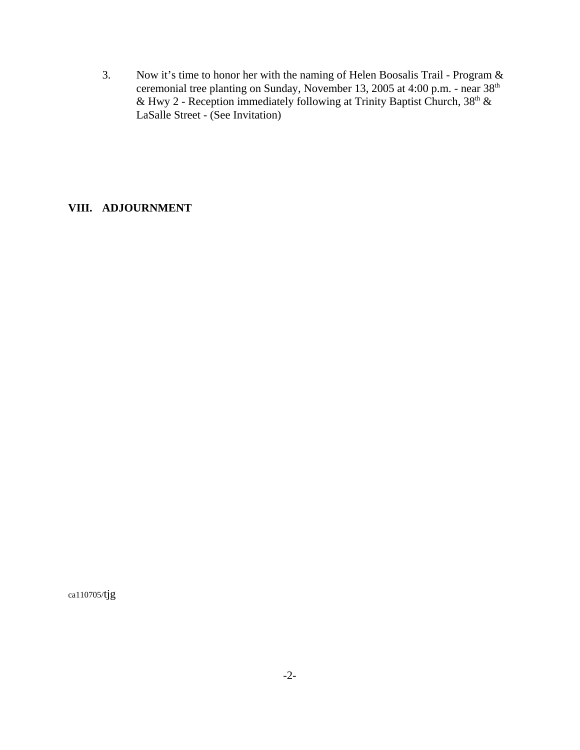3. Now it's time to honor her with the naming of Helen Boosalis Trail - Program & ceremonial tree planting on Sunday, November 13, 2005 at 4:00 p.m. - near 38th & Hwy 2 - Reception immediately following at Trinity Baptist Church, 38th & LaSalle Street - (See Invitation)

**VIII. ADJOURNMENT**

ca110705/tjg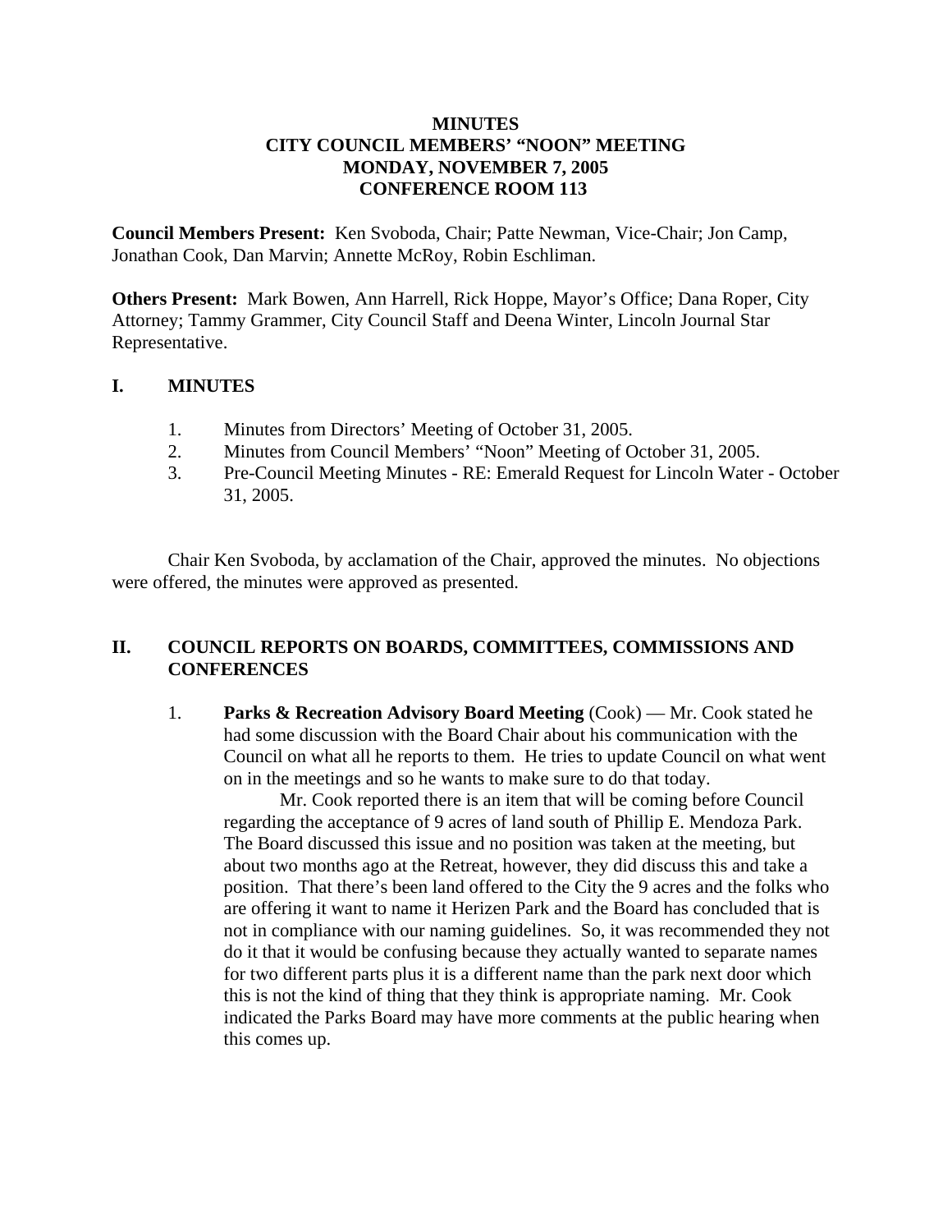**MINUTES**
**CITY COUNCIL MEMBERS' "NOON" MEETING**
**MONDAY, NOVEMBER 7, 2005**
**CONFERENCE ROOM 113**

**Council Members Present:** Ken Svoboda, Chair; Patte Newman, Vice-Chair; Jon Camp, Jonathan Cook, Dan Marvin; Annette McRoy, Robin Eschliman.

**Others Present:** Mark Bowen, Ann Harrell, Rick Hoppe, Mayor's Office; Dana Roper, City Attorney; Tammy Grammer, City Council Staff and Deena Winter, Lincoln Journal Star Representative.

## I. MINUTES

1. Minutes from Directors' Meeting of October 31, 2005.
2. Minutes from Council Members' "Noon" Meeting of October 31, 2005.
3. Pre-Council Meeting Minutes - RE: Emerald Request for Lincoln Water - October 31, 2005.

Chair Ken Svoboda, by acclamation of the Chair, approved the minutes. No objections were offered, the minutes were approved as presented.

## II. COUNCIL REPORTS ON BOARDS, COMMITTEES, COMMISSIONS AND CONFERENCES

1. **Parks & Recreation Advisory Board Meeting** (Cook) — Mr. Cook stated he had some discussion with the Board Chair about his communication with the Council on what all he reports to them. He tries to update Council on what went on in the meetings and so he wants to make sure to do that today.

   Mr. Cook reported there is an item that will be coming before Council regarding the acceptance of 9 acres of land south of Phillip E. Mendoza Park. The Board discussed this issue and no position was taken at the meeting, but about two months ago at the Retreat, however, they did discuss this and take a position. That there's been land offered to the City the 9 acres and the folks who are offering it want to name it Herizen Park and the Board has concluded that is not in compliance with our naming guidelines. So, it was recommended they not do it that it would be confusing because they actually wanted to separate names for two different parts plus it is a different name than the park next door which this is not the kind of thing that they think is appropriate naming. Mr. Cook indicated the Parks Board may have more comments at the public hearing when this comes up.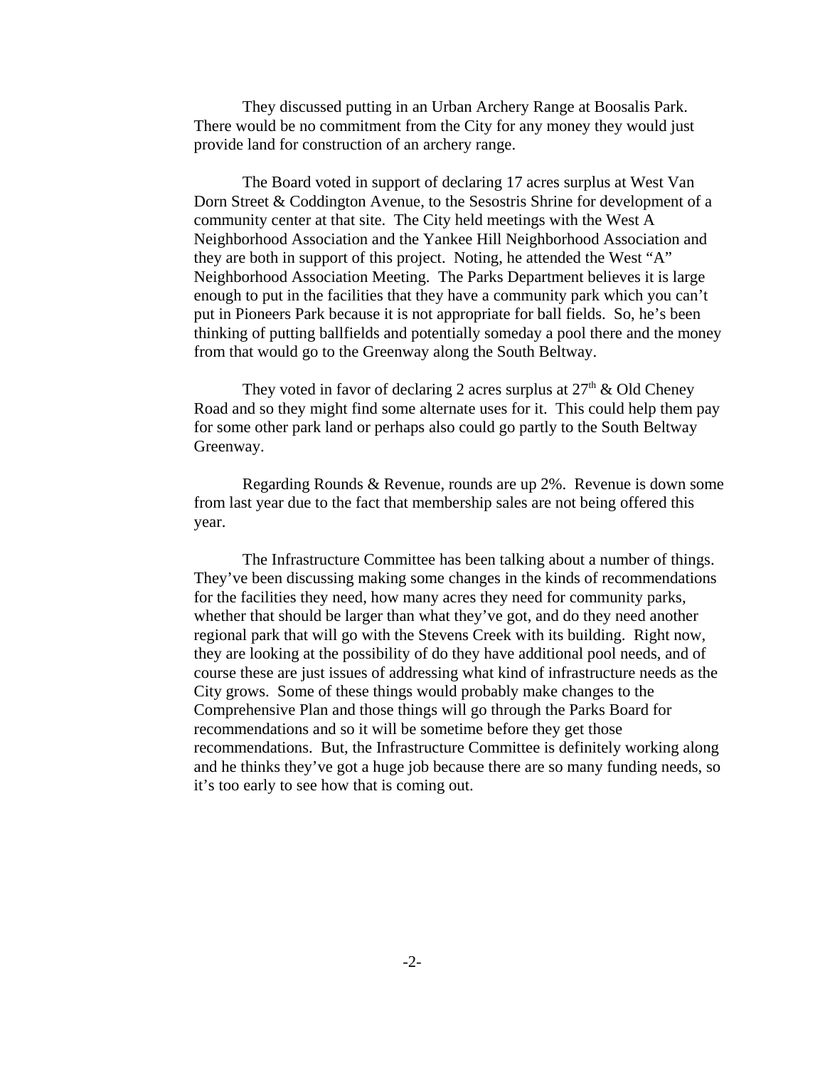They discussed putting in an Urban Archery Range at Boosalis Park. There would be no commitment from the City for any money they would just provide land for construction of an archery range.

The Board voted in support of declaring 17 acres surplus at West Van Dorn Street & Coddington Avenue, to the Sesostris Shrine for development of a community center at that site. The City held meetings with the West A Neighborhood Association and the Yankee Hill Neighborhood Association and they are both in support of this project. Noting, he attended the West "A" Neighborhood Association Meeting. The Parks Department believes it is large enough to put in the facilities that they have a community park which you can't put in Pioneers Park because it is not appropriate for ball fields. So, he's been thinking of putting ballfields and potentially someday a pool there and the money from that would go to the Greenway along the South Beltway.

They voted in favor of declaring 2 acres surplus at 27th & Old Cheney Road and so they might find some alternate uses for it. This could help them pay for some other park land or perhaps also could go partly to the South Beltway Greenway.

Regarding Rounds & Revenue, rounds are up 2%. Revenue is down some from last year due to the fact that membership sales are not being offered this year.

The Infrastructure Committee has been talking about a number of things. They've been discussing making some changes in the kinds of recommendations for the facilities they need, how many acres they need for community parks, whether that should be larger than what they've got, and do they need another regional park that will go with the Stevens Creek with its building. Right now, they are looking at the possibility of do they have additional pool needs, and of course these are just issues of addressing what kind of infrastructure needs as the City grows. Some of these things would probably make changes to the Comprehensive Plan and those things will go through the Parks Board for recommendations and so it will be sometime before they get those recommendations. But, the Infrastructure Committee is definitely working along and he thinks they've got a huge job because there are so many funding needs, so it's too early to see how that is coming out.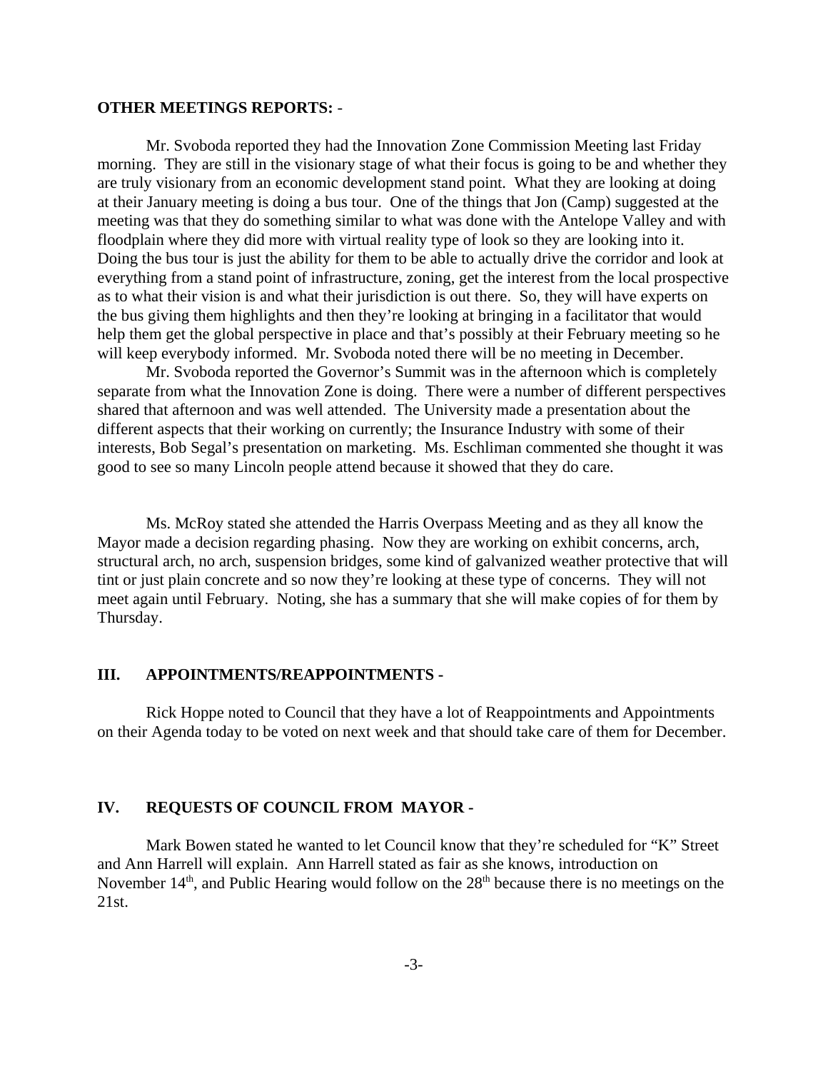**OTHER MEETINGS REPORTS:** -

Mr. Svoboda reported they had the Innovation Zone Commission Meeting last Friday morning. They are still in the visionary stage of what their focus is going to be and whether they are truly visionary from an economic development stand point. What they are looking at doing at their January meeting is doing a bus tour. One of the things that Jon (Camp) suggested at the meeting was that they do something similar to what was done with the Antelope Valley and with floodplain where they did more with virtual reality type of look so they are looking into it. Doing the bus tour is just the ability for them to be able to actually drive the corridor and look at everything from a stand point of infrastructure, zoning, get the interest from the local prospective as to what their vision is and what their jurisdiction is out there. So, they will have experts on the bus giving them highlights and then they're looking at bringing in a facilitator that would help them get the global perspective in place and that's possibly at their February meeting so he will keep everybody informed. Mr. Svoboda noted there will be no meeting in December.

Mr. Svoboda reported the Governor's Summit was in the afternoon which is completely separate from what the Innovation Zone is doing. There were a number of different perspectives shared that afternoon and was well attended. The University made a presentation about the different aspects that their working on currently; the Insurance Industry with some of their interests, Bob Segal's presentation on marketing. Ms. Eschliman commented she thought it was good to see so many Lincoln people attend because it showed that they do care.

Ms. McRoy stated she attended the Harris Overpass Meeting and as they all know the Mayor made a decision regarding phasing. Now they are working on exhibit concerns, arch, structural arch, no arch, suspension bridges, some kind of galvanized weather protective that will tint or just plain concrete and so now they're looking at these type of concerns. They will not meet again until February. Noting, she has a summary that she will make copies of for them by Thursday.

## III. APPOINTMENTS/REAPPOINTMENTS -

Rick Hoppe noted to Council that they have a lot of Reappointments and Appointments on their Agenda today to be voted on next week and that should take care of them for December.

## IV. REQUESTS OF COUNCIL FROM MAYOR -

Mark Bowen stated he wanted to let Council know that they're scheduled for "K" Street and Ann Harrell will explain. Ann Harrell stated as fair as she knows, introduction on November 14th, and Public Hearing would follow on the 28th because there is no meetings on the 21st.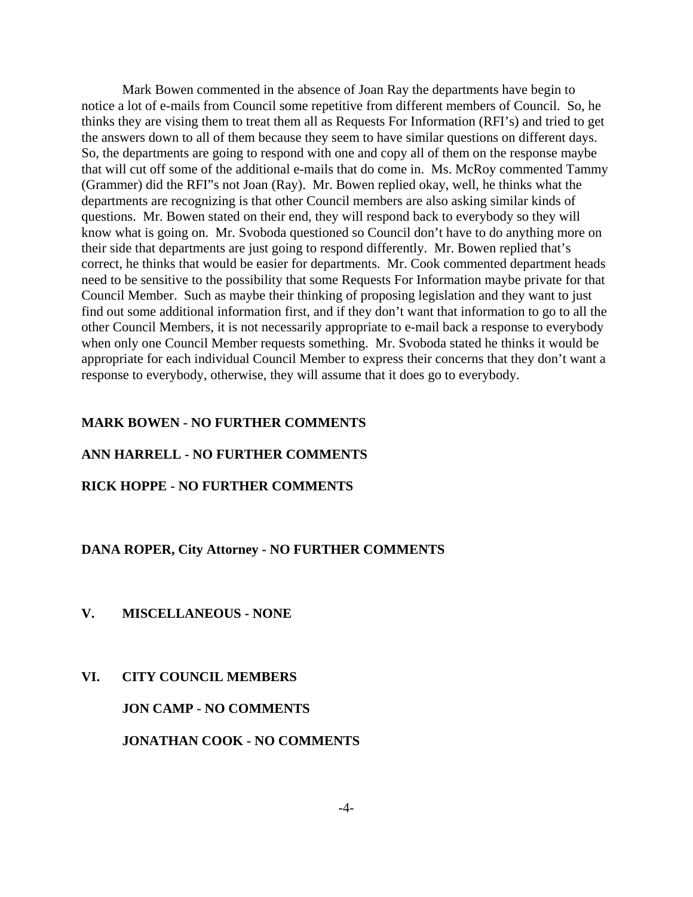Mark Bowen commented in the absence of Joan Ray the departments have begin to notice a lot of e-mails from Council some repetitive from different members of Council. So, he thinks they are vising them to treat them all as Requests For Information (RFI's) and tried to get the answers down to all of them because they seem to have similar questions on different days. So, the departments are going to respond with one and copy all of them on the response maybe that will cut off some of the additional e-mails that do come in. Ms. McRoy commented Tammy (Grammer) did the RFI"s not Joan (Ray). Mr. Bowen replied okay, well, he thinks what the departments are recognizing is that other Council members are also asking similar kinds of questions. Mr. Bowen stated on their end, they will respond back to everybody so they will know what is going on. Mr. Svoboda questioned so Council don't have to do anything more on their side that departments are just going to respond differently. Mr. Bowen replied that's correct, he thinks that would be easier for departments. Mr. Cook commented department heads need to be sensitive to the possibility that some Requests For Information maybe private for that Council Member. Such as maybe their thinking of proposing legislation and they want to just find out some additional information first, and if they don't want that information to go to all the other Council Members, it is not necessarily appropriate to e-mail back a response to everybody when only one Council Member requests something. Mr. Svoboda stated he thinks it would be appropriate for each individual Council Member to express their concerns that they don't want a response to everybody, otherwise, they will assume that it does go to everybody.

**MARK BOWEN - NO FURTHER COMMENTS**

**ANN HARRELL - NO FURTHER COMMENTS**

**RICK HOPPE - NO FURTHER COMMENTS**

**DANA ROPER, City Attorney - NO FURTHER COMMENTS**

## V. MISCELLANEOUS - NONE

## VI. CITY COUNCIL MEMBERS

**JON CAMP - NO COMMENTS**

**JONATHAN COOK - NO COMMENTS**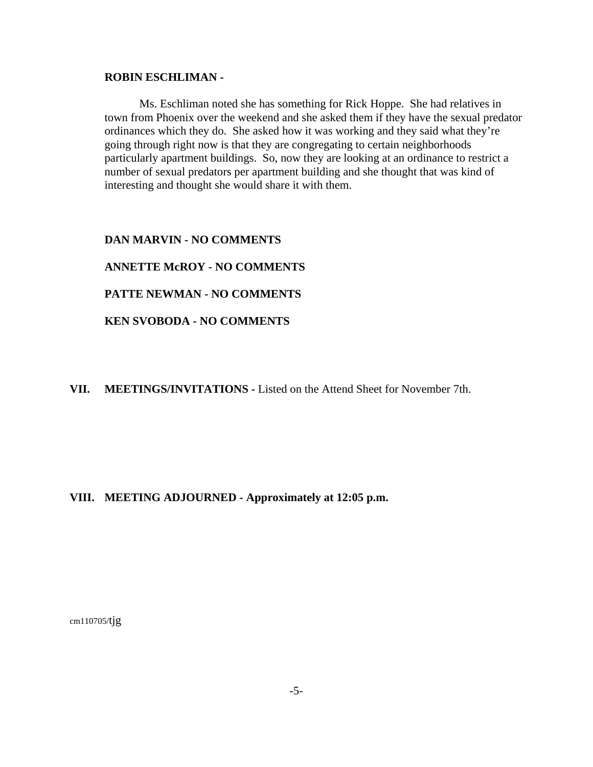**ROBIN ESCHLIMAN -**

Ms. Eschliman noted she has something for Rick Hoppe. She had relatives in town from Phoenix over the weekend and she asked them if they have the sexual predator ordinances which they do. She asked how it was working and they said what they're going through right now is that they are congregating to certain neighborhoods particularly apartment buildings. So, now they are looking at an ordinance to restrict a number of sexual predators per apartment building and she thought that was kind of interesting and thought she would share it with them.

**DAN MARVIN - NO COMMENTS**

**ANNETTE McROY - NO COMMENTS**

**PATTE NEWMAN - NO COMMENTS**

**KEN SVOBODA - NO COMMENTS**

**VII. MEETINGS/INVITATIONS -** Listed on the Attend Sheet for November 7th.

**VIII. MEETING ADJOURNED - Approximately at 12:05 p.m.**

cm110705/tjg